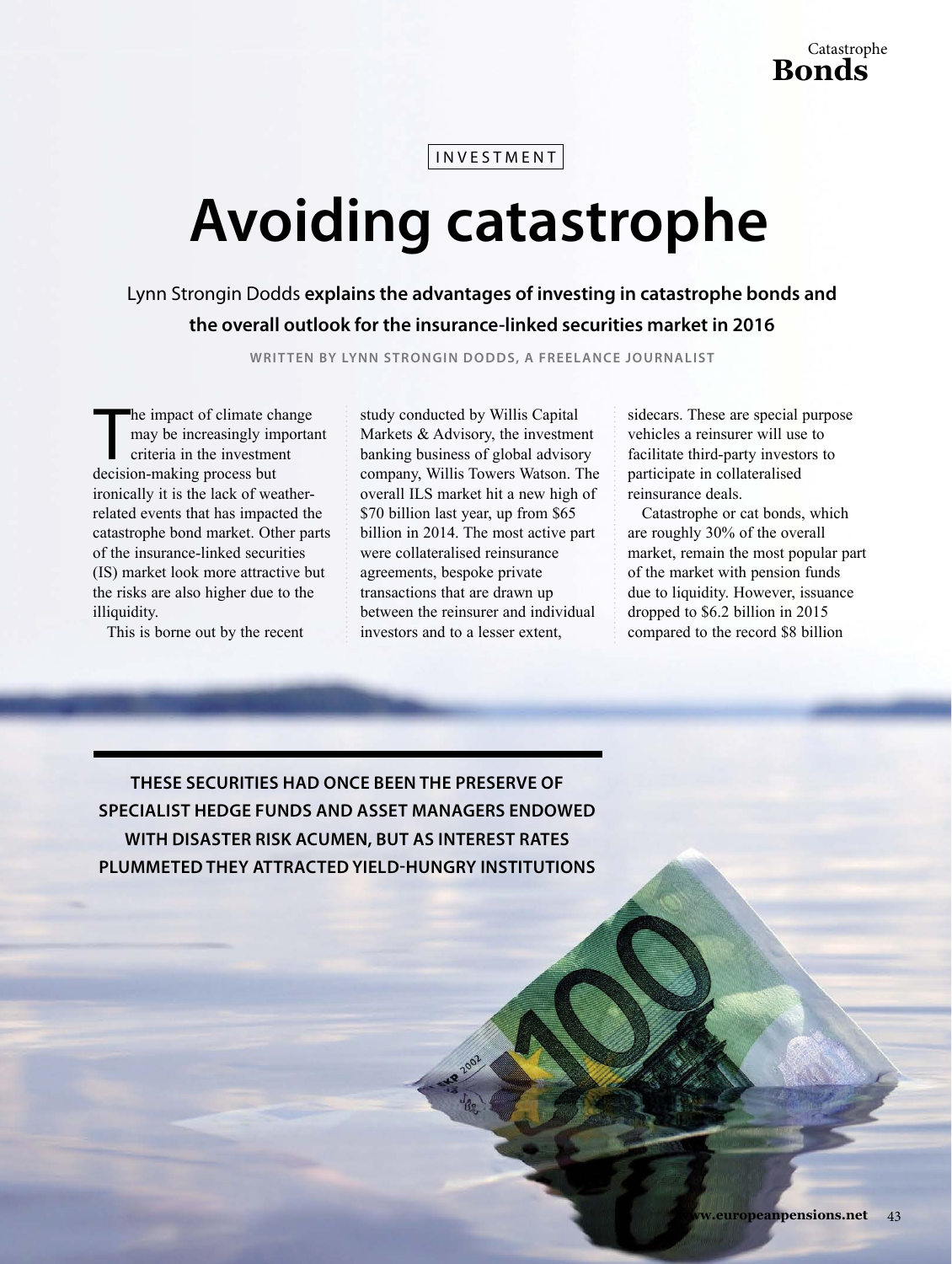INVESTMENT

# Avoiding catastrophe

Lynn Strongin Dodds **explains the advantages of investing in catastrophe bonds and the overall outlook for the insurance-linked securities market in 2016**

**WRITTEN BY LYNN STRONGIN DODDS, A FREELANCE JOURNALIST**

The impact of climate change may be increasingly important criteria in the investment decision-making process but ironically it is the lack of weather-related events that has impacted the catastrophe bond market. Other parts of the insurance-linked securities (IS) market look more attractive but the risks are also higher due to the illiquidity.

This is borne out by the recent study conducted by Willis Capital Markets & Advisory, the investment banking business of global advisory company, Willis Towers Watson. The overall ILS market hit a new high of $70 billion last year, up from $65 billion in 2014. The most active part were collateralised reinsurance agreements, bespoke private transactions that are drawn up between the reinsurer and individual investors and to a lesser extent, sidecars. These are special purpose vehicles a reinsurer will use to facilitate third-party investors to participate in collateralised reinsurance deals.

Catastrophe or cat bonds, which are roughly 30% of the overall market, remain the most popular part of the market with pension funds due to liquidity. However, issuance dropped to $6.2 billion in 2015 compared to the record $8 billion

**THESE SECURITIES HAD ONCE BEEN THE PRESERVE OF SPECIALIST HEDGE FUNDS AND ASSET MANAGERS ENDOWED WITH DISASTER RISK ACUMEN, BUT AS INTEREST RATES PLUMMETED THEY ATTRACTED YIELD-HUNGRY INSTITUTIONS**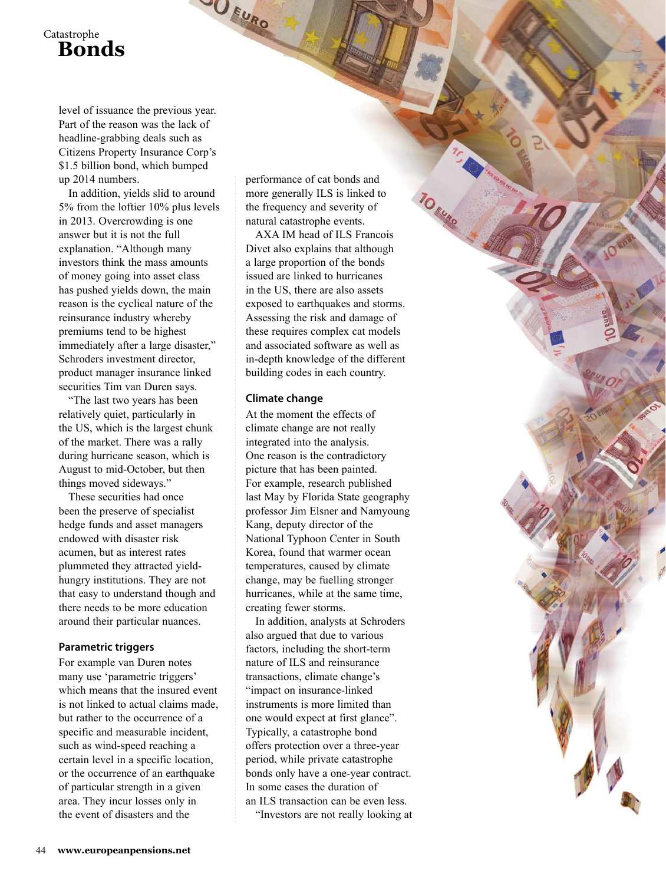level of issuance the previous year. Part of the reason was the lack of headline-grabbing deals such as Citizens Property Insurance Corp's $1.5 billion bond, which bumped up 2014 numbers.

In addition, yields slid to around 5% from the loftier 10% plus levels in 2013. Overcrowding is one answer but it is not the full explanation. "Although many investors think the mass amounts of money going into asset class has pushed yields down, the main reason is the cyclical nature of the reinsurance industry whereby premiums tend to be highest immediately after a large disaster," Schroders investment director, product manager insurance linked securities Tim van Duren says.

"The last two years has been relatively quiet, particularly in the US, which is the largest chunk of the market. There was a rally during hurricane season, which is August to mid-October, but then things moved sideways."

These securities had once been the preserve of specialist hedge funds and asset managers endowed with disaster risk acumen, but as interest rates plummeted they attracted yield-hungry institutions. They are not that easy to understand though and there needs to be more education around their particular nuances.

### Parametric triggers

For example van Duren notes many use 'parametric triggers' which means that the insured event is not linked to actual claims made, but rather to the occurrence of a specific and measurable incident, such as wind-speed reaching a certain level in a specific location, or the occurrence of an earthquake of particular strength in a given area. They incur losses only in the event of disasters and the performance of cat bonds and more generally ILS is linked to the frequency and severity of natural catastrophe events.

AXA IM head of ILS Francois Divet also explains that although a large proportion of the bonds issued are linked to hurricanes in the US, there are also assets exposed to earthquakes and storms. Assessing the risk and damage of these requires complex cat models and associated software as well as in-depth knowledge of the different building codes in each country.

### Climate change

At the moment the effects of climate change are not really integrated into the analysis. One reason is the contradictory picture that has been painted. For example, research published last May by Florida State geography professor Jim Elsner and Namyoung Kang, deputy director of the National Typhoon Center in South Korea, found that warmer ocean temperatures, caused by climate change, may be fuelling stronger hurricanes, while at the same time, creating fewer storms.

In addition, analysts at Schroders also argued that due to various factors, including the short-term nature of ILS and reinsurance transactions, climate change's "impact on insurance-linked instruments is more limited than one would expect at first glance". Typically, a catastrophe bond offers protection over a three-year period, while private catastrophe bonds only have a one-year contract. In some cases the duration of an ILS transaction can be even less.

"Investors are not really looking at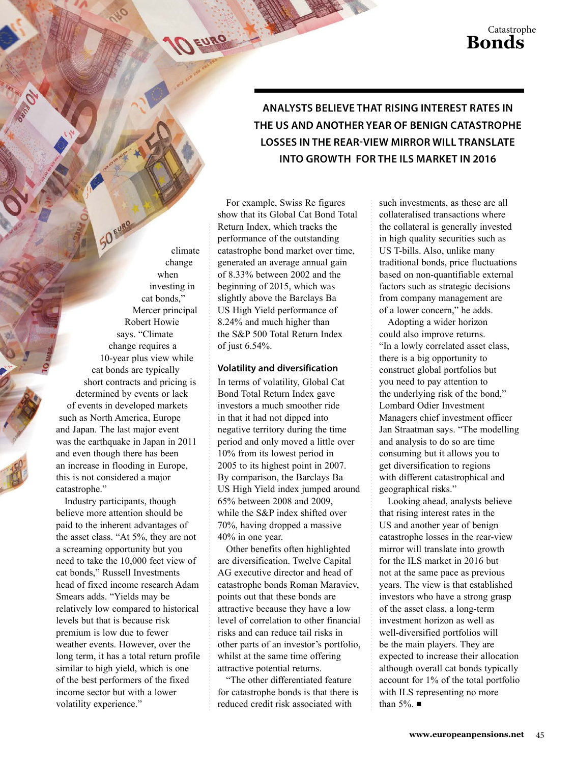**ANALYSTS BELIEVE THAT RISING INTEREST RATES IN THE US AND ANOTHER YEAR OF BENIGN CATASTROPHE LOSSES IN THE REAR-VIEW MIRROR WILL TRANSLATE INTO GROWTH FOR THE ILS MARKET IN 2016**

climate change when investing in cat bonds," Mercer principal Robert Howie says. "Climate change requires a 10-year plus view while cat bonds are typically short contracts and pricing is determined by events or lack of events in developed markets such as North America, Europe and Japan. The last major event was the earthquake in Japan in 2011 and even though there has been an increase in flooding in Europe, this is not considered a major catastrophe."

Industry participants, though believe more attention should be paid to the inherent advantages of the asset class. "At 5%, they are not a screaming opportunity but you need to take the 10,000 feet view of cat bonds," Russell Investments head of fixed income research Adam Smears adds. "Yields may be relatively low compared to historical levels but that is because risk premium is low due to fewer weather events. However, over the long term, it has a total return profile similar to high yield, which is one of the best performers of the fixed income sector but with a lower volatility experience."

For example, Swiss Re figures show that its Global Cat Bond Total Return Index, which tracks the performance of the outstanding catastrophe bond market over time, generated an average annual gain of 8.33% between 2002 and the beginning of 2015, which was slightly above the Barclays Ba US High Yield performance of 8.24% and much higher than the S&P 500 Total Return Index of just 6.54%.

### Volatility and diversification

In terms of volatility, Global Cat Bond Total Return Index gave investors a much smoother ride in that it had not dipped into negative territory during the time period and only moved a little over 10% from its lowest period in 2005 to its highest point in 2007. By comparison, the Barclays Ba US High Yield index jumped around 65% between 2008 and 2009, while the S&P index shifted over 70%, having dropped a massive 40% in one year.

Other benefits often highlighted are diversification. Twelve Capital AG executive director and head of catastrophe bonds Roman Maraviev, points out that these bonds are attractive because they have a low level of correlation to other financial risks and can reduce tail risks in other parts of an investor's portfolio, whilst at the same time offering attractive potential returns.

"The other differentiated feature for catastrophe bonds is that there is reduced credit risk associated with such investments, as these are all collateralised transactions where the collateral is generally invested in high quality securities such as US T-bills. Also, unlike many traditional bonds, price fluctuations based on non-quantifiable external factors such as strategic decisions from company management are of a lower concern," he adds.

Adopting a wider horizon could also improve returns. "In a lowly correlated asset class, there is a big opportunity to construct global portfolios but you need to pay attention to the underlying risk of the bond," Lombard Odier Investment Managers chief investment officer Jan Straatman says. "The modelling and analysis to do so are time consuming but it allows you to get diversification to regions with different catastrophical and geographical risks."

Looking ahead, analysts believe that rising interest rates in the US and another year of benign catastrophe losses in the rear-view mirror will translate into growth for the ILS market in 2016 but not at the same pace as previous years. The view is that established investors who have a strong grasp of the asset class, a long-term investment horizon as well as well-diversified portfolios will be the main players. They are expected to increase their allocation although overall cat bonds typically account for 1% of the total portfolio with ILS representing no more than 5%. ■